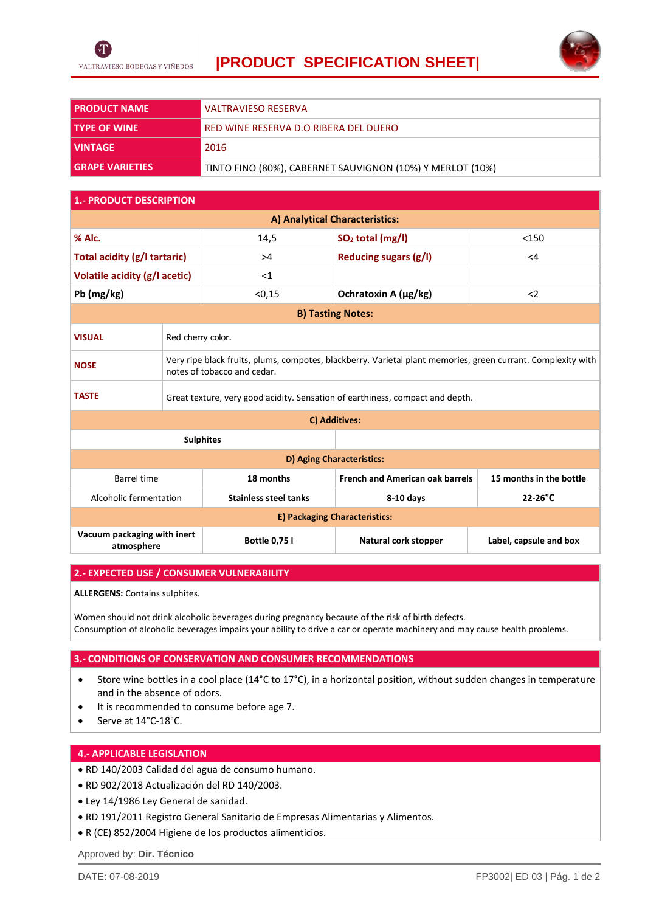# |PRODUCT SPECIFICATION SHEET|

VALTRAVIESO BODEGAS Y VIÑEDOS

| PRODUCT NAME | VALTRAVIESO RESERVA |
|---|---|
| TYPE OF WINE | RED WINE RESERVA D.O RIBERA DEL DUERO |
| VINTAGE | 2016 |
| GRAPE VARIETIES | TINTO FINO (80%), CABERNET SAUVIGNON (10%) Y MERLOT (10%) |

## 1.- PRODUCT DESCRIPTION

### A) Analytical Characteristics:

| % Alc. | 14,5 | $SO_2$ total (mg/l) | <150 |
|---|---|---|---|
| Total acidity (g/l tartaric) | >4 | Reducing sugars (g/l) | <4 |
| Volatile acidity (g/l acetic) | <1 | | |
| Pb (mg/kg) | <0,15 | Ochratoxin A (µg/kg) | <2 |

### B) Tasting Notes:

| | |
|---|---|
| VISUAL | Red cherry color. |
| NOSE | Very ripe black fruits, plums, compotes, blackberry. Varietal plant memories, green currant. Complexity with notes of tobacco and cedar. |
| TASTE | Great texture, very good acidity. Sensation of earthiness, compact and depth. |

### C) Additives:

| | |
|---|---|
| Sulphites | |

### D) Aging Characteristics:

| | | | |
|---|---|---|---|
| Barrel time | 18 months | French and American oak barrels | 15 months in the bottle |
| Alcoholic fermentation | Stainless steel tanks | 8-10 days | 22-26°C |

### E) Packaging Characteristics:

| | | | |
|---|---|---|---|
| Vacuum packaging with inert atmosphere | Bottle 0,75 l | Natural cork stopper | Label, capsule and box |

## 2.- EXPECTED USE / CONSUMER VULNERABILITY

**ALLERGENS:** Contains sulphites.

Women should not drink alcoholic beverages during pregnancy because of the risk of birth defects.
Consumption of alcoholic beverages impairs your ability to drive a car or operate machinery and may cause health problems.

## 3.- CONDITIONS OF CONSERVATION AND CONSUMER RECOMMENDATIONS

- Store wine bottles in a cool place (14°C to 17°C), in a horizontal position, without sudden changes in temperature and in the absence of odors.
- It is recommended to consume before age 7.
- Serve at 14°C-18°C.

## 4.- APPLICABLE LEGISLATION

- RD 140/2003 Calidad del agua de consumo humano.
- RD 902/2018 Actualización del RD 140/2003.
- Ley 14/1986 Ley General de sanidad.
- RD 191/2011 Registro General Sanitario de Empresas Alimentarias y Alimentos.
- R (CE) 852/2004 Higiene de los productos alimenticios.

Approved by: **Dir. Técnico**

DATE: 07-08-2019

FP3002| ED 03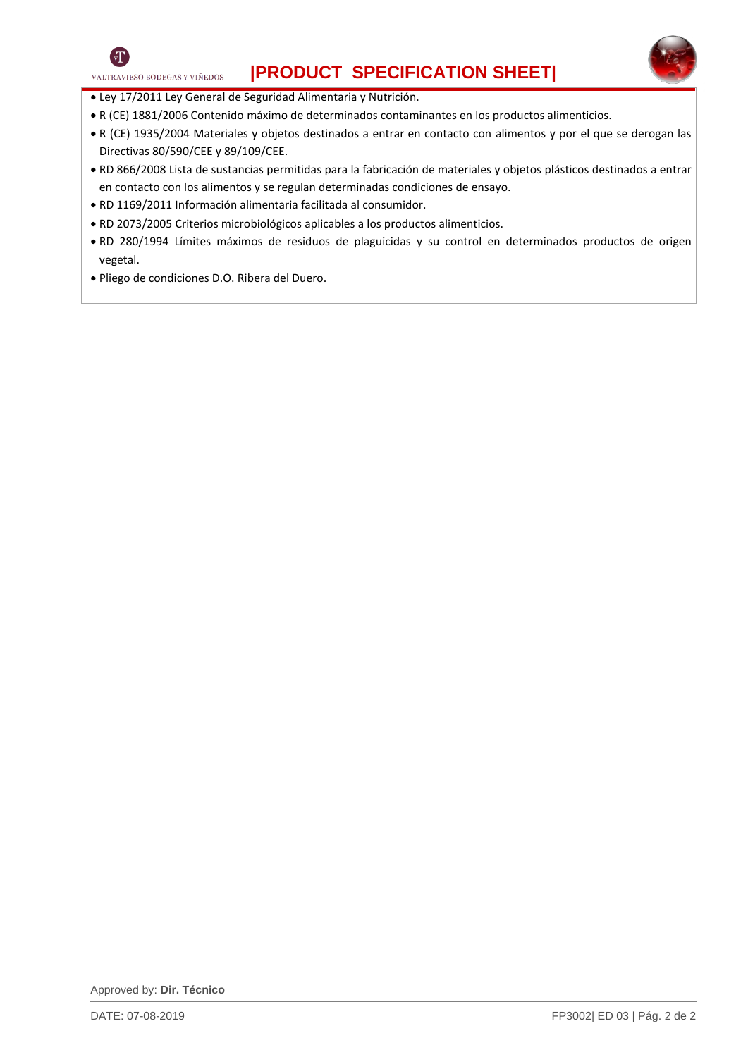- Ley 17/2011 Ley General de Seguridad Alimentaria y Nutrición.
- R (CE) 1881/2006 Contenido máximo de determinados contaminantes en los productos alimenticios.
- R (CE) 1935/2004 Materiales y objetos destinados a entrar en contacto con alimentos y por el que se derogan las Directivas 80/590/CEE y 89/109/CEE.
- RD 866/2008 Lista de sustancias permitidas para la fabricación de materiales y objetos plásticos destinados a entrar en contacto con los alimentos y se regulan determinadas condiciones de ensayo.
- RD 1169/2011 Información alimentaria facilitada al consumidor.
- RD 2073/2005 Criterios microbiológicos aplicables a los productos alimenticios.
- RD 280/1994 Límites máximos de residuos de plaguicidas y su control en determinados productos de origen vegetal.
- Pliego de condiciones D.O. Ribera del Duero.

Approved by: **Dir. Técnico**

DATE: 07-08-2019